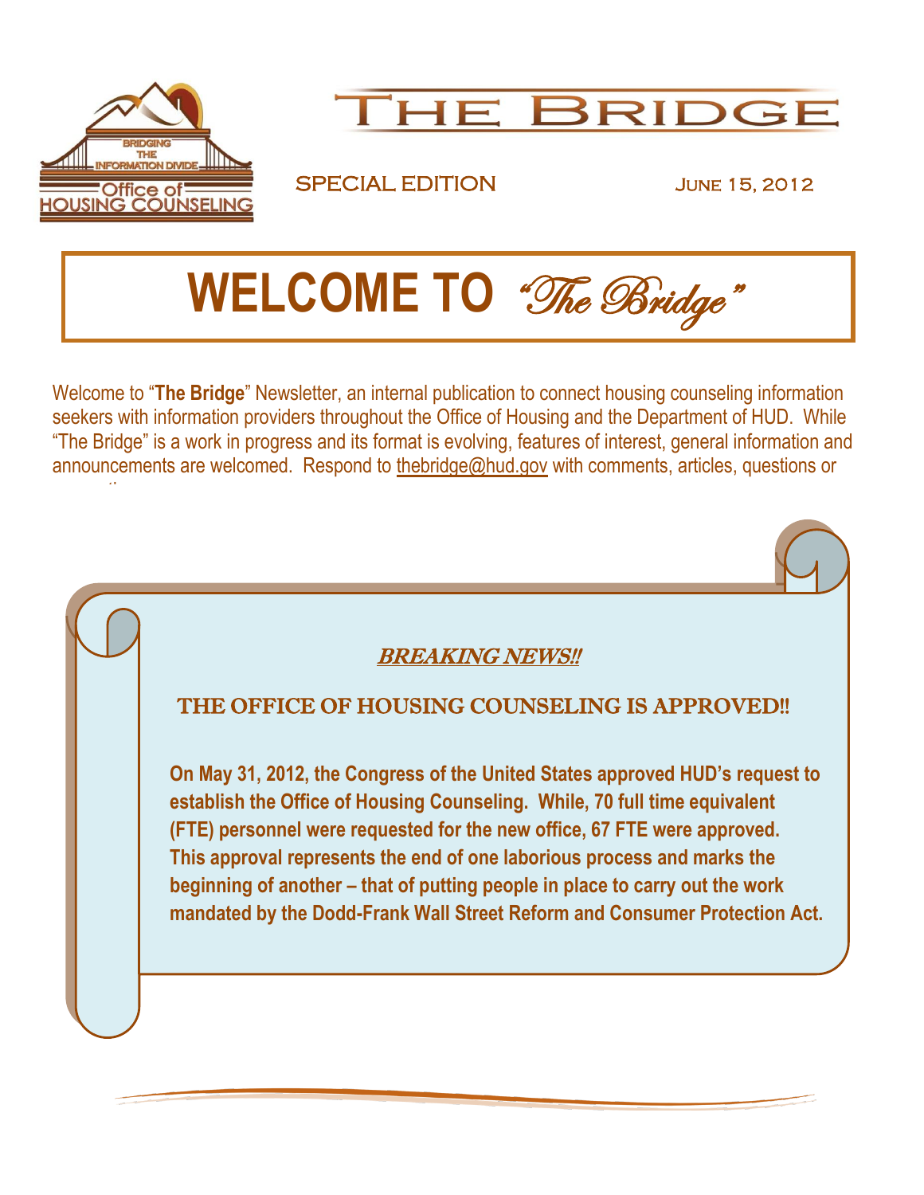# THE BRIDGE

SPECIAL EDITION June 15, 2012

# WELCOME TO *"The Bridge"*

Welcome to "**The Bridge**" Newsletter, an internal publication to connect housing counseling information seekers with information providers throughout the Office of Housing and the Department of HUD. While "The Bridge" is a work in progress and its format is evolving, features of interest, general information and announcements are welcomed. Respond to thebridge@hud.gov with comments, articles, questions or suggestions.

***BREAKING NEWS!!***

## THE OFFICE OF HOUSING COUNSELING IS APPROVED!!

**On May 31, 2012, the Congress of the United States approved HUD's request to establish the Office of Housing Counseling. While, 70 full time equivalent (FTE) personnel were requested for the new office, 67 FTE were approved. This approval represents the end of one laborious process and marks the beginning of another – that of putting people in place to carry out the work mandated by the Dodd-Frank Wall Street Reform and Consumer Protection Act.**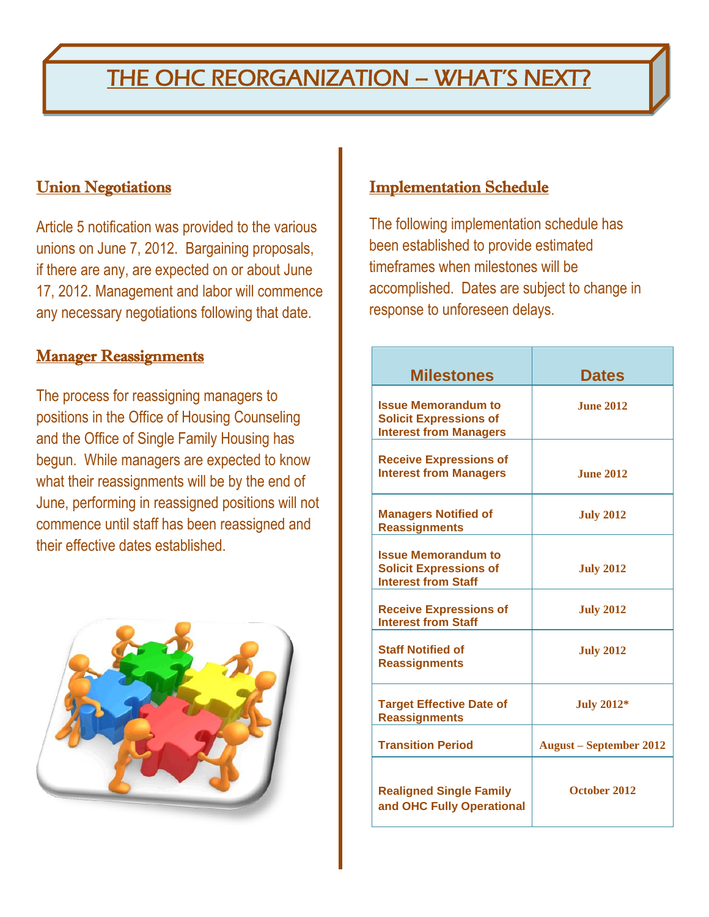# THE OHC REORGANIZATION – WHAT'S NEXT?

## Union Negotiations

Article 5 notification was provided to the various unions on June 7, 2012. Bargaining proposals, if there are any, are expected on or about June 17, 2012. Management and labor will commence any necessary negotiations following that date.

## Manager Reassignments

The process for reassigning managers to positions in the Office of Housing Counseling and the Office of Single Family Housing has begun. While managers are expected to know what their reassignments will be by the end of June, performing in reassigned positions will not commence until staff has been reassigned and their effective dates established.

## Implementation Schedule

The following implementation schedule has been established to provide estimated timeframes when milestones will be accomplished. Dates are subject to change in response to unforeseen delays.

| Milestones | Dates |
|---|---|
| Issue Memorandum to Solicit Expressions of Interest from Managers | June 2012 |
| Receive Expressions of Interest from Managers | June 2012 |
| Managers Notified of Reassignments | July 2012 |
| Issue Memorandum to Solicit Expressions of Interest from Staff | July 2012 |
| Receive Expressions of Interest from Staff | July 2012 |
| Staff Notified of Reassignments | July 2012 |
| Target Effective Date of Reassignments | July 2012* |
| Transition Period | August – September 2012 |
| Realigned Single Family and OHC Fully Operational | October 2012 |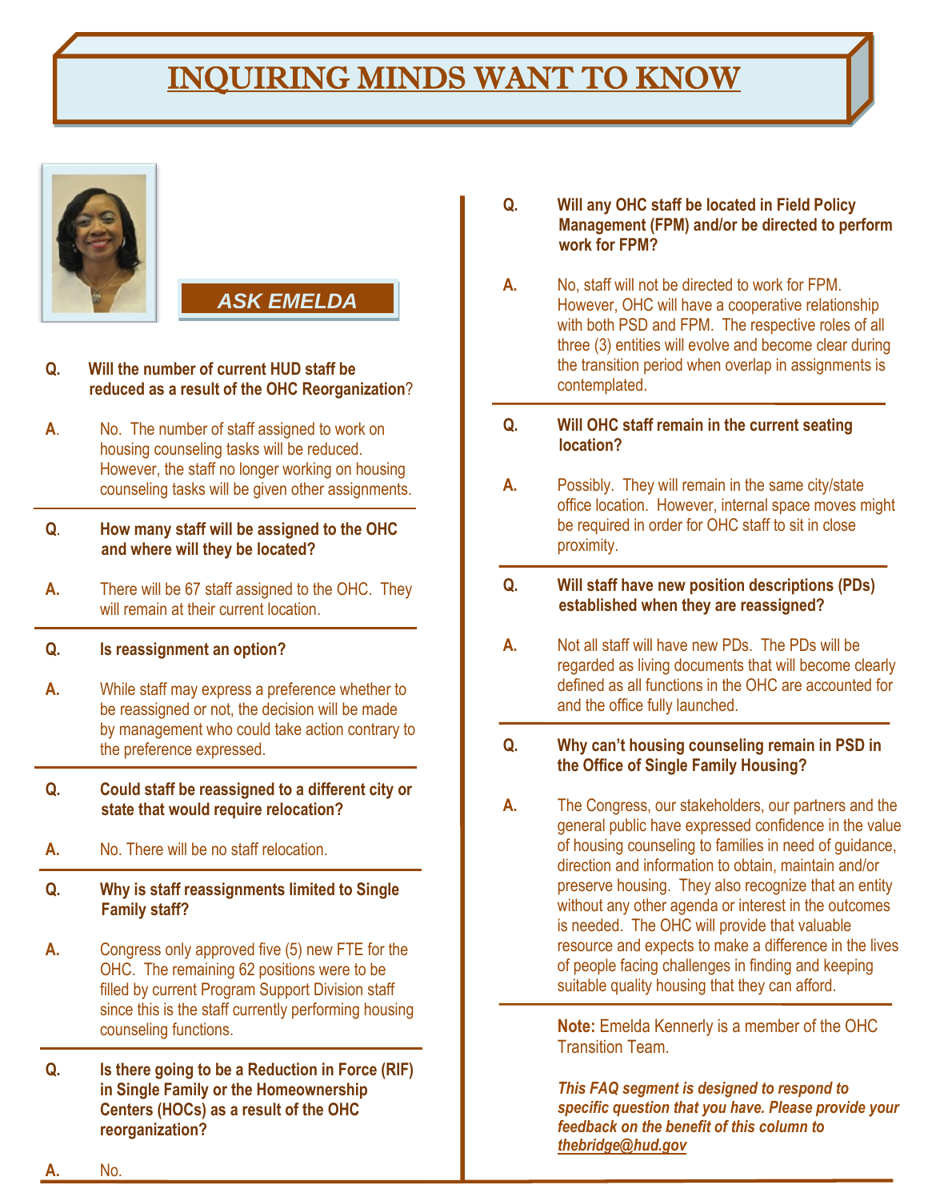# INQUIRING MINDS WANT TO KNOW

## ASK EMELDA

**Q. Will the number of current HUD staff be reduced as a result of the OHC Reorganization?**

**A.** No. The number of staff assigned to work on housing counseling tasks will be reduced. However, the staff no longer working on housing counseling tasks will be given other assignments.

**Q. How many staff will be assigned to the OHC and where will they be located?**

**A.** There will be 67 staff assigned to the OHC. They will remain at their current location.

**Q. Is reassignment an option?**

**A.** While staff may express a preference whether to be reassigned or not, the decision will be made by management who could take action contrary to the preference expressed.

**Q. Could staff be reassigned to a different city or state that would require relocation?**

**A.** No. There will be no staff relocation.

**Q. Why is staff reassignments limited to Single Family staff?**

**A.** Congress only approved five (5) new FTE for the OHC. The remaining 62 positions were to be filled by current Program Support Division staff since this is the staff currently performing housing counseling functions.

**Q. Is there going to be a Reduction in Force (RIF) in Single Family or the Homeownership Centers (HOCs) as a result of the OHC reorganization?**

**A.** No.

**Q. Will any OHC staff be located in Field Policy Management (FPM) and/or be directed to perform work for FPM?**

**A.** No, staff will not be directed to work for FPM. However, OHC will have a cooperative relationship with both PSD and FPM. The respective roles of all three (3) entities will evolve and become clear during the transition period when overlap in assignments is contemplated.

**Q. Will OHC staff remain in the current seating location?**

**A.** Possibly. They will remain in the same city/state office location. However, internal space moves might be required in order for OHC staff to sit in close proximity.

**Q. Will staff have new position descriptions (PDs) established when they are reassigned?**

**A.** Not all staff will have new PDs. The PDs will be regarded as living documents that will become clearly defined as all functions in the OHC are accounted for and the office fully launched.

**Q. Why can't housing counseling remain in PSD in the Office of Single Family Housing?**

**A.** The Congress, our stakeholders, our partners and the general public have expressed confidence in the value of housing counseling to families in need of guidance, direction and information to obtain, maintain and/or preserve housing. They also recognize that an entity without any other agenda or interest in the outcomes is needed. The OHC will provide that valuable resource and expects to make a difference in the lives of people facing challenges in finding and keeping suitable quality housing that they can afford.

**Note:** Emelda Kennerly is a member of the OHC Transition Team.

***This FAQ segment is designed to respond to specific question that you have. Please provide your feedback on the benefit of this column to thebridge@hud.gov***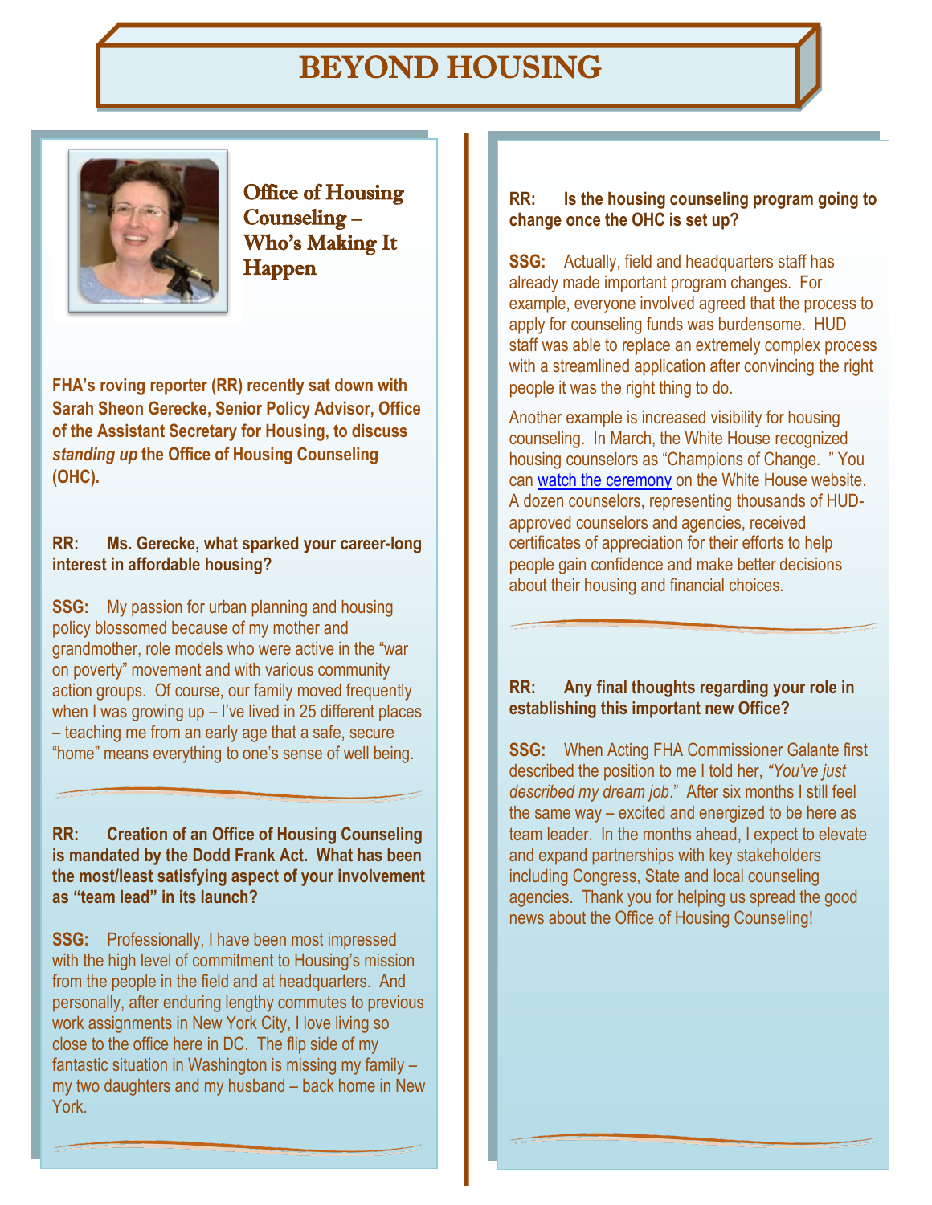# BEYOND HOUSING

## Office of Housing Counseling – Who's Making It Happen

**FHA's roving reporter (RR) recently sat down with Sarah Sheon Gerecke, Senior Policy Advisor, Office of the Assistant Secretary for Housing, to discuss *standing up* the Office of Housing Counseling (OHC).**

**RR: Ms. Gerecke, what sparked your career-long interest in affordable housing?**

**SSG:** My passion for urban planning and housing policy blossomed because of my mother and grandmother, role models who were active in the "war on poverty" movement and with various community action groups. Of course, our family moved frequently when I was growing up – I've lived in 25 different places – teaching me from an early age that a safe, secure "home" means everything to one's sense of well being.

**RR: Creation of an Office of Housing Counseling is mandated by the Dodd Frank Act. What has been the most/least satisfying aspect of your involvement as "team lead" in its launch?**

**SSG:** Professionally, I have been most impressed with the high level of commitment to Housing's mission from the people in the field and at headquarters. And personally, after enduring lengthy commutes to previous work assignments in New York City, I love living so close to the office here in DC. The flip side of my fantastic situation in Washington is missing my family – my two daughters and my husband – back home in New York.

**RR: Is the housing counseling program going to change once the OHC is set up?**

**SSG:** Actually, field and headquarters staff has already made important program changes. For example, everyone involved agreed that the process to apply for counseling funds was burdensome. HUD staff was able to replace an extremely complex process with a streamlined application after convincing the right people it was the right thing to do.

Another example is increased visibility for housing counseling. In March, the White House recognized housing counselors as "Champions of Change. " You can watch the ceremony on the White House website. A dozen counselors, representing thousands of HUD-approved counselors and agencies, received certificates of appreciation for their efforts to help people gain confidence and make better decisions about their housing and financial choices.

**RR: Any final thoughts regarding your role in establishing this important new Office?**

**SSG:** When Acting FHA Commissioner Galante first described the position to me I told her, *"You've just described my dream job*." After six months I still feel the same way – excited and energized to be here as team leader. In the months ahead, I expect to elevate and expand partnerships with key stakeholders including Congress, State and local counseling agencies. Thank you for helping us spread the good news about the Office of Housing Counseling!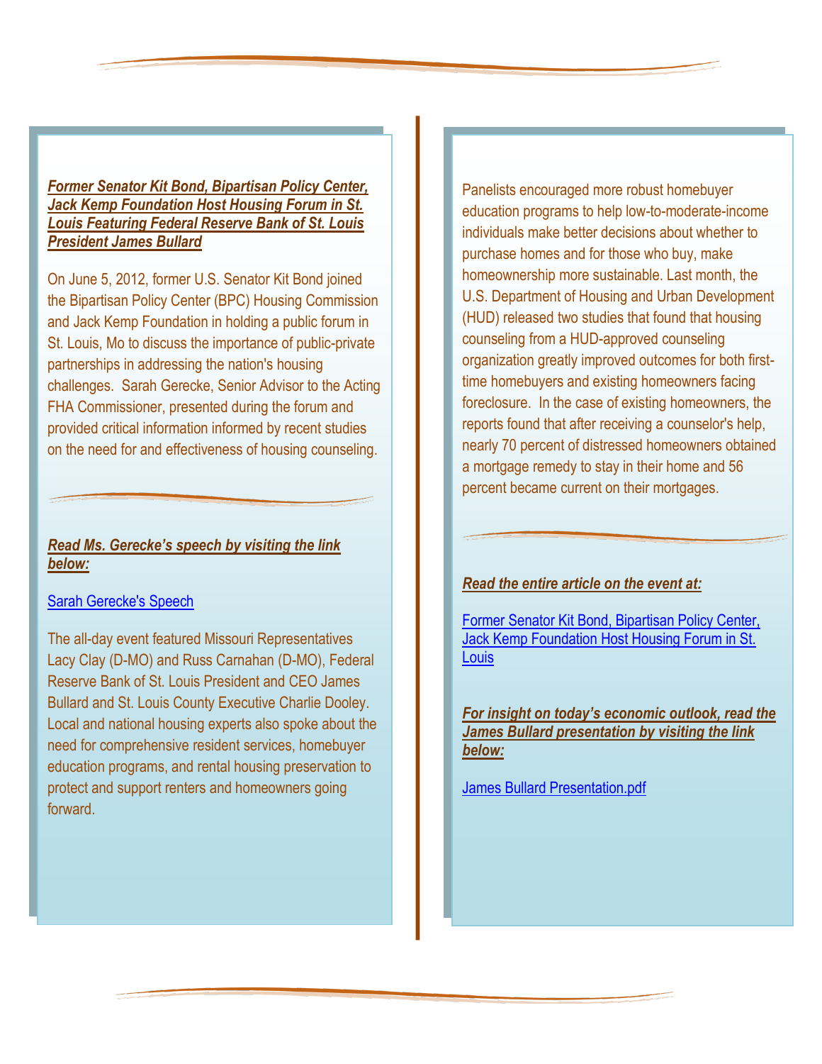***Former Senator Kit Bond, Bipartisan Policy Center, Jack Kemp Foundation Host Housing Forum in St. Louis Featuring Federal Reserve Bank of St. Louis President James Bullard***

On June 5, 2012, former U.S. Senator Kit Bond joined the Bipartisan Policy Center (BPC) Housing Commission and Jack Kemp Foundation in holding a public forum in St. Louis, Mo to discuss the importance of public-private partnerships in addressing the nation's housing challenges. Sarah Gerecke, Senior Advisor to the Acting FHA Commissioner, presented during the forum and provided critical information informed by recent studies on the need for and effectiveness of housing counseling.

***Read Ms. Gerecke's speech by visiting the link below:***

Sarah Gerecke's Speech

The all-day event featured Missouri Representatives Lacy Clay (D-MO) and Russ Carnahan (D-MO), Federal Reserve Bank of St. Louis President and CEO James Bullard and St. Louis County Executive Charlie Dooley. Local and national housing experts also spoke about the need for comprehensive resident services, homebuyer education programs, and rental housing preservation to protect and support renters and homeowners going forward.

Panelists encouraged more robust homebuyer education programs to help low-to-moderate-income individuals make better decisions about whether to purchase homes and for those who buy, make homeownership more sustainable. Last month, the U.S. Department of Housing and Urban Development (HUD) released two studies that found that housing counseling from a HUD-approved counseling organization greatly improved outcomes for both first-time homebuyers and existing homeowners facing foreclosure. In the case of existing homeowners, the reports found that after receiving a counselor's help, nearly 70 percent of distressed homeowners obtained a mortgage remedy to stay in their home and 56 percent became current on their mortgages.

***Read the entire article on the event at:***

Former Senator Kit Bond, Bipartisan Policy Center, Jack Kemp Foundation Host Housing Forum in St. Louis

***For insight on today's economic outlook, read the James Bullard presentation by visiting the link below:***

James Bullard Presentation.pdf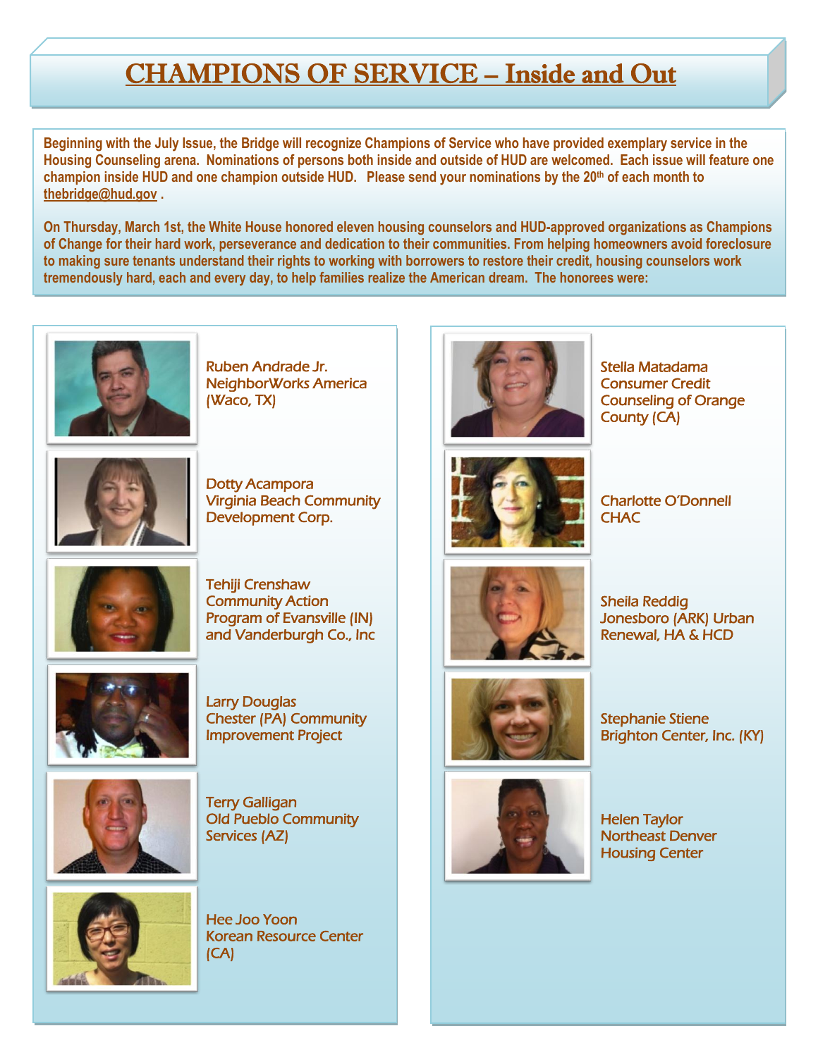# CHAMPIONS OF SERVICE – Inside and Out

**Beginning with the July Issue, the Bridge will recognize Champions of Service who have provided exemplary service in the Housing Counseling arena. Nominations of persons both inside and outside of HUD are welcomed. Each issue will feature one champion inside HUD and one champion outside HUD. Please send your nominations by the 20th of each month to thebridge@hud.gov .**

**On Thursday, March 1st, the White House honored eleven housing counselors and HUD-approved organizations as Champions of Change for their hard work, perseverance and dedication to their communities. From helping homeowners avoid foreclosure to making sure tenants understand their rights to working with borrowers to restore their credit, housing counselors work tremendously hard, each and every day, to help families realize the American dream. The honorees were:**

Ruben Andrade Jr.
NeighborWorks America
(Waco, TX)

Dotty Acampora
Virginia Beach Community
Development Corp.

Tehiji Crenshaw
Community Action
Program of Evansville (IN)
and Vanderburgh Co., Inc

Larry Douglas
Chester (PA) Community
Improvement Project

Terry Galligan
Old Pueblo Community
Services (AZ)

Hee Joo Yoon
Korean Resource Center
(CA)

Stella Matadama
Consumer Credit
Counseling of Orange
County (CA)

Charlotte O'Donnell
CHAC

Sheila Reddig
Jonesboro (ARK) Urban
Renewal, HA & HCD

Stephanie Stiene
Brighton Center, Inc. (KY)

Helen Taylor
Northeast Denver
Housing Center